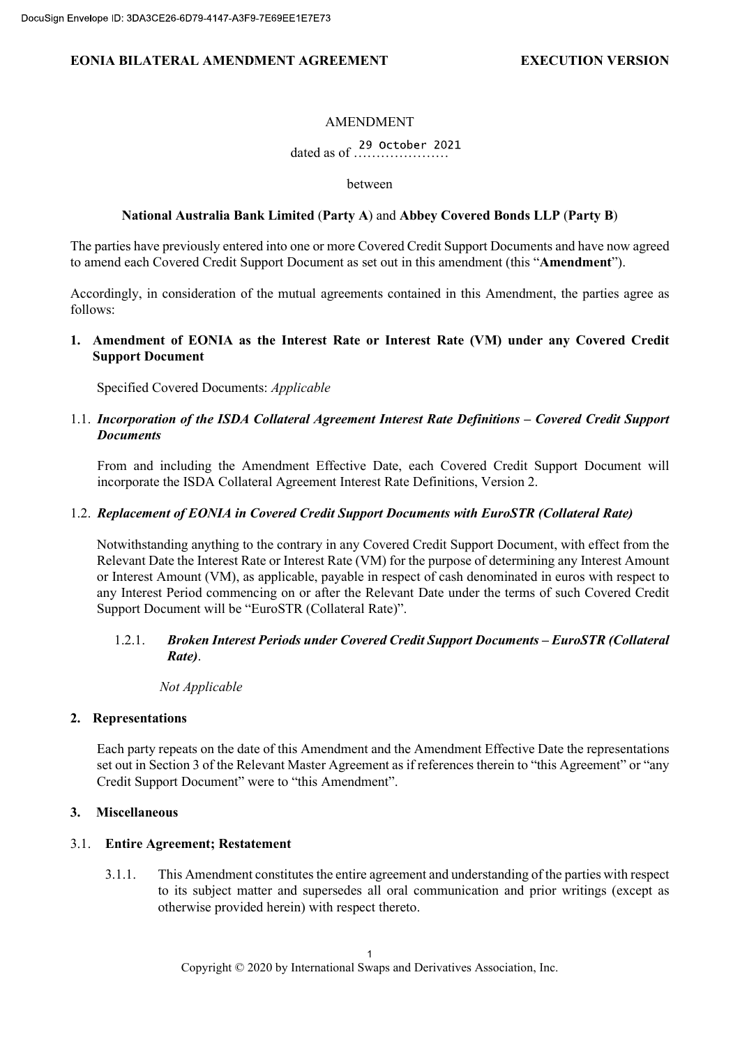**EONIA BILATERAL AMENDMENT AGREEMENT** **EXECUTION VERSION**

AMENDMENT

dated as of 29 October 2021

between

**National Australia Bank Limited** (**Party A**) and **Abbey Covered Bonds LLP** (**Party B**)

The parties have previously entered into one or more Covered Credit Support Documents and have now agreed to amend each Covered Credit Support Document as set out in this amendment (this "**Amendment**").

Accordingly, in consideration of the mutual agreements contained in this Amendment, the parties agree as follows:

## 1. Amendment of EONIA as the Interest Rate or Interest Rate (VM) under any Covered Credit Support Document

Specified Covered Documents: *Applicable*

### 1.1. *Incorporation of the ISDA Collateral Agreement Interest Rate Definitions – Covered Credit Support Documents*

From and including the Amendment Effective Date, each Covered Credit Support Document will incorporate the ISDA Collateral Agreement Interest Rate Definitions, Version 2.

### 1.2. *Replacement of EONIA in Covered Credit Support Documents with EuroSTR (Collateral Rate)*

Notwithstanding anything to the contrary in any Covered Credit Support Document, with effect from the Relevant Date the Interest Rate or Interest Rate (VM) for the purpose of determining any Interest Amount or Interest Amount (VM), as applicable, payable in respect of cash denominated in euros with respect to any Interest Period commencing on or after the Relevant Date under the terms of such Covered Credit Support Document will be "EuroSTR (Collateral Rate)".

#### 1.2.1. *Broken Interest Periods under Covered Credit Support Documents – EuroSTR (Collateral Rate)*.

*Not Applicable*

## 2. Representations

Each party repeats on the date of this Amendment and the Amendment Effective Date the representations set out in Section 3 of the Relevant Master Agreement as if references therein to "this Agreement" or "any Credit Support Document" were to "this Amendment".

## 3. Miscellaneous

### 3.1. Entire Agreement; Restatement

3.1.1. This Amendment constitutes the entire agreement and understanding of the parties with respect to its subject matter and supersedes all oral communication and prior writings (except as otherwise provided herein) with respect thereto.

Copyright © 2020 by International Swaps and Derivatives Association, Inc.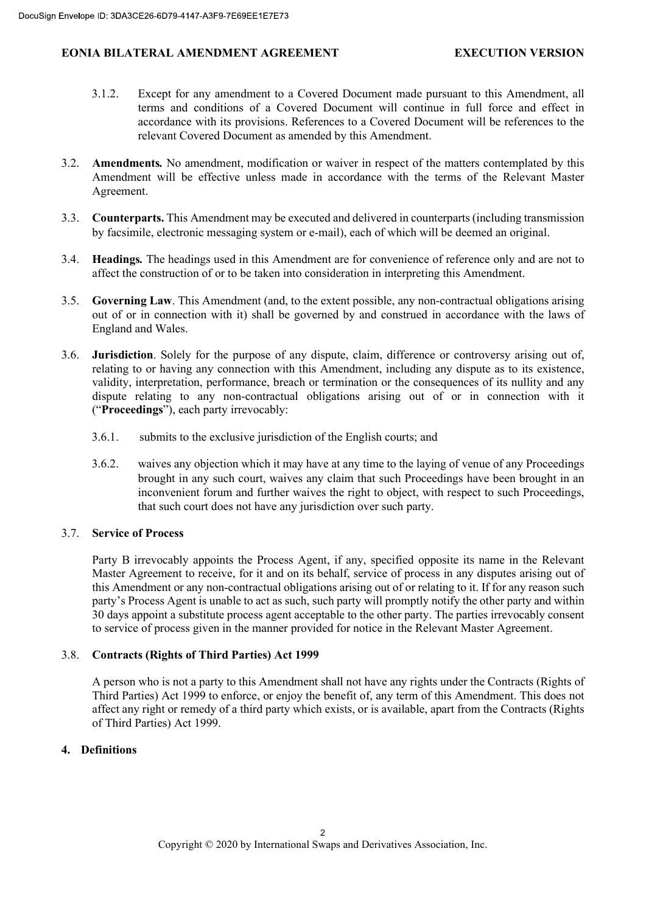3.1.2. Except for any amendment to a Covered Document made pursuant to this Amendment, all terms and conditions of a Covered Document will continue in full force and effect in accordance with its provisions. References to a Covered Document will be references to the relevant Covered Document as amended by this Amendment.

3.2. **Amendments.** No amendment, modification or waiver in respect of the matters contemplated by this Amendment will be effective unless made in accordance with the terms of the Relevant Master Agreement.

3.3. **Counterparts.** This Amendment may be executed and delivered in counterparts (including transmission by facsimile, electronic messaging system or e-mail), each of which will be deemed an original.

3.4. **Headings.** The headings used in this Amendment are for convenience of reference only and are not to affect the construction of or to be taken into consideration in interpreting this Amendment.

3.5. **Governing Law**. This Amendment (and, to the extent possible, any non-contractual obligations arising out of or in connection with it) shall be governed by and construed in accordance with the laws of England and Wales.

3.6. **Jurisdiction**. Solely for the purpose of any dispute, claim, difference or controversy arising out of, relating to or having any connection with this Amendment, including any dispute as to its existence, validity, interpretation, performance, breach or termination or the consequences of its nullity and any dispute relating to any non-contractual obligations arising out of or in connection with it ("**Proceedings**"), each party irrevocably:

3.6.1. submits to the exclusive jurisdiction of the English courts; and

3.6.2. waives any objection which it may have at any time to the laying of venue of any Proceedings brought in any such court, waives any claim that such Proceedings have been brought in an inconvenient forum and further waives the right to object, with respect to such Proceedings, that such court does not have any jurisdiction over such party.

3.7. **Service of Process**

Party B irrevocably appoints the Process Agent, if any, specified opposite its name in the Relevant Master Agreement to receive, for it and on its behalf, service of process in any disputes arising out of this Amendment or any non-contractual obligations arising out of or relating to it. If for any reason such party's Process Agent is unable to act as such, such party will promptly notify the other party and within 30 days appoint a substitute process agent acceptable to the other party. The parties irrevocably consent to service of process given in the manner provided for notice in the Relevant Master Agreement.

3.8. **Contracts (Rights of Third Parties) Act 1999**

A person who is not a party to this Amendment shall not have any rights under the Contracts (Rights of Third Parties) Act 1999 to enforce, or enjoy the benefit of, any term of this Amendment. This does not affect any right or remedy of a third party which exists, or is available, apart from the Contracts (Rights of Third Parties) Act 1999.

## 4. Definitions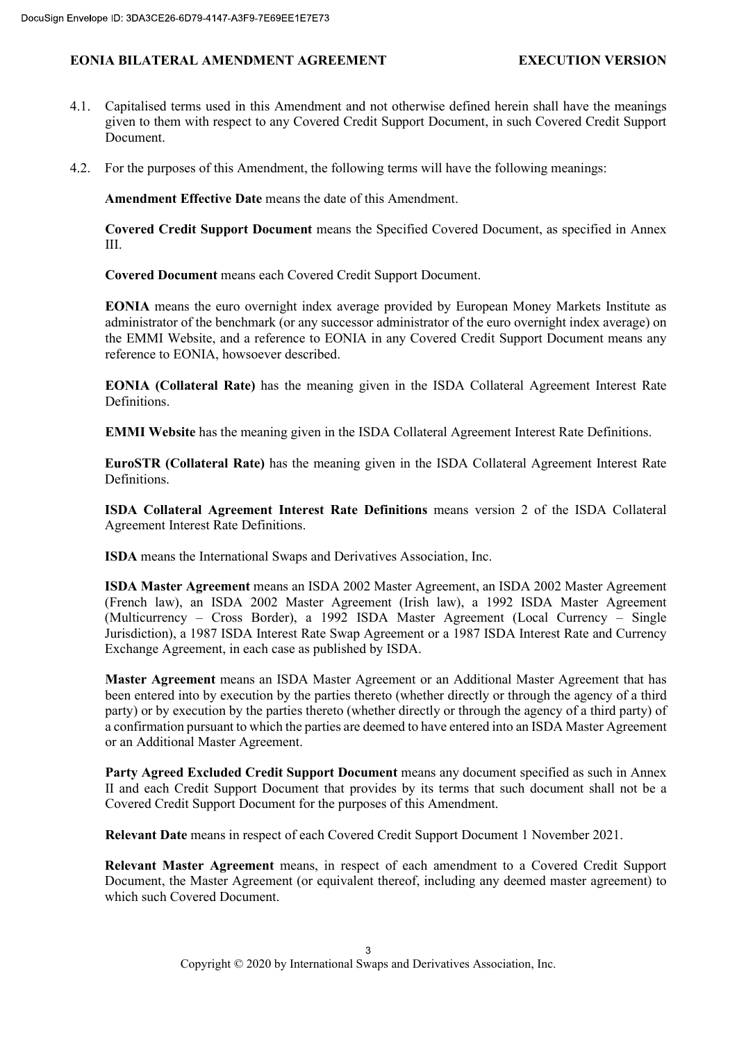4.1. Capitalised terms used in this Amendment and not otherwise defined herein shall have the meanings given to them with respect to any Covered Credit Support Document, in such Covered Credit Support Document.

4.2. For the purposes of this Amendment, the following terms will have the following meanings:

**Amendment Effective Date** means the date of this Amendment.

**Covered Credit Support Document** means the Specified Covered Document, as specified in Annex III.

**Covered Document** means each Covered Credit Support Document.

**EONIA** means the euro overnight index average provided by European Money Markets Institute as administrator of the benchmark (or any successor administrator of the euro overnight index average) on the EMMI Website, and a reference to EONIA in any Covered Credit Support Document means any reference to EONIA, howsoever described.

**EONIA (Collateral Rate)** has the meaning given in the ISDA Collateral Agreement Interest Rate Definitions.

**EMMI Website** has the meaning given in the ISDA Collateral Agreement Interest Rate Definitions.

**EuroSTR (Collateral Rate)** has the meaning given in the ISDA Collateral Agreement Interest Rate Definitions.

**ISDA Collateral Agreement Interest Rate Definitions** means version 2 of the ISDA Collateral Agreement Interest Rate Definitions.

**ISDA** means the International Swaps and Derivatives Association, Inc.

**ISDA Master Agreement** means an ISDA 2002 Master Agreement, an ISDA 2002 Master Agreement (French law), an ISDA 2002 Master Agreement (Irish law), a 1992 ISDA Master Agreement (Multicurrency – Cross Border), a 1992 ISDA Master Agreement (Local Currency – Single Jurisdiction), a 1987 ISDA Interest Rate Swap Agreement or a 1987 ISDA Interest Rate and Currency Exchange Agreement, in each case as published by ISDA.

**Master Agreement** means an ISDA Master Agreement or an Additional Master Agreement that has been entered into by execution by the parties thereto (whether directly or through the agency of a third party) or by execution by the parties thereto (whether directly or through the agency of a third party) of a confirmation pursuant to which the parties are deemed to have entered into an ISDA Master Agreement or an Additional Master Agreement.

**Party Agreed Excluded Credit Support Document** means any document specified as such in Annex II and each Credit Support Document that provides by its terms that such document shall not be a Covered Credit Support Document for the purposes of this Amendment.

**Relevant Date** means in respect of each Covered Credit Support Document 1 November 2021.

**Relevant Master Agreement** means, in respect of each amendment to a Covered Credit Support Document, the Master Agreement (or equivalent thereof, including any deemed master agreement) to which such Covered Document.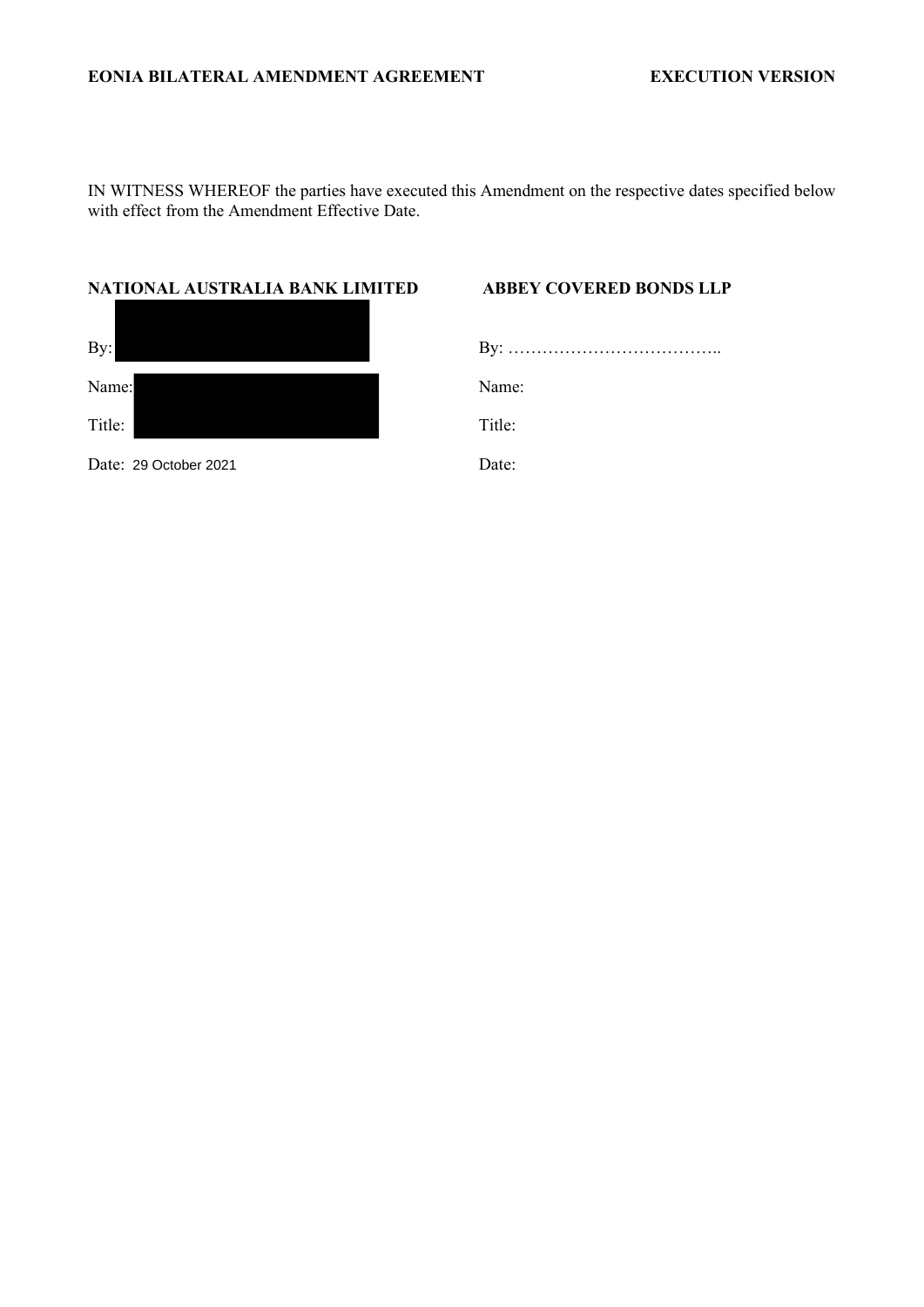IN WITNESS WHEREOF the parties have executed this Amendment on the respective dates specified below with effect from the Amendment Effective Date.

| **NATIONAL AUSTRALIA BANK LIMITED** | **ABBEY COVERED BONDS LLP** |
|---|---|
| By: | By: ……………………………….. |
| Name: | Name: |
| Title: | Title: |
| Date: 29 October 2021 | Date: |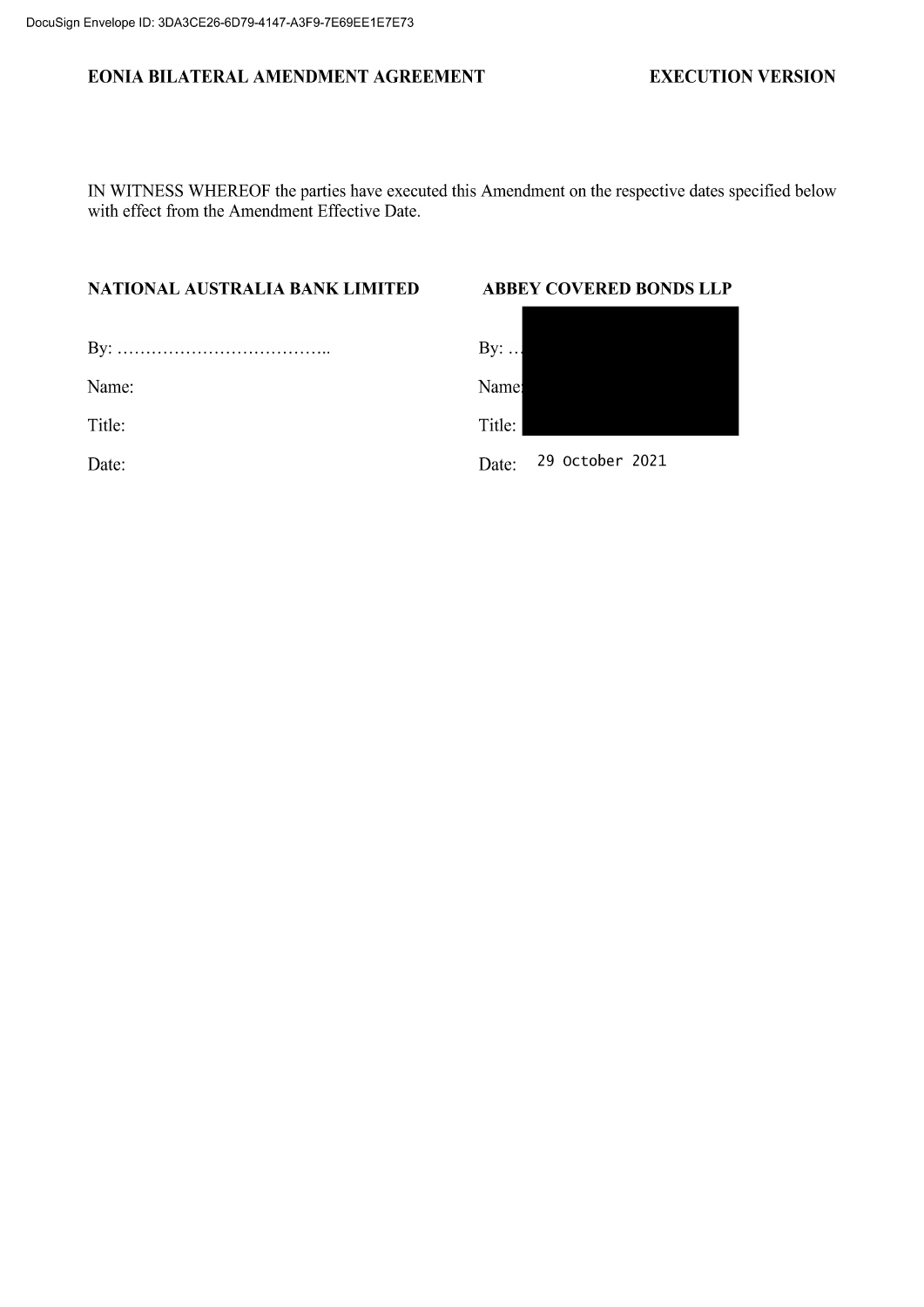IN WITNESS WHEREOF the parties have executed this Amendment on the respective dates specified below with effect from the Amendment Effective Date.

| **NATIONAL AUSTRALIA BANK LIMITED** | **ABBEY COVERED BONDS LLP** |
| --- | --- |
| By: ……………………………….. | By: … |
| Name: | Name: |
| Title: | Title: |
| Date: | Date: 29 October 2021 |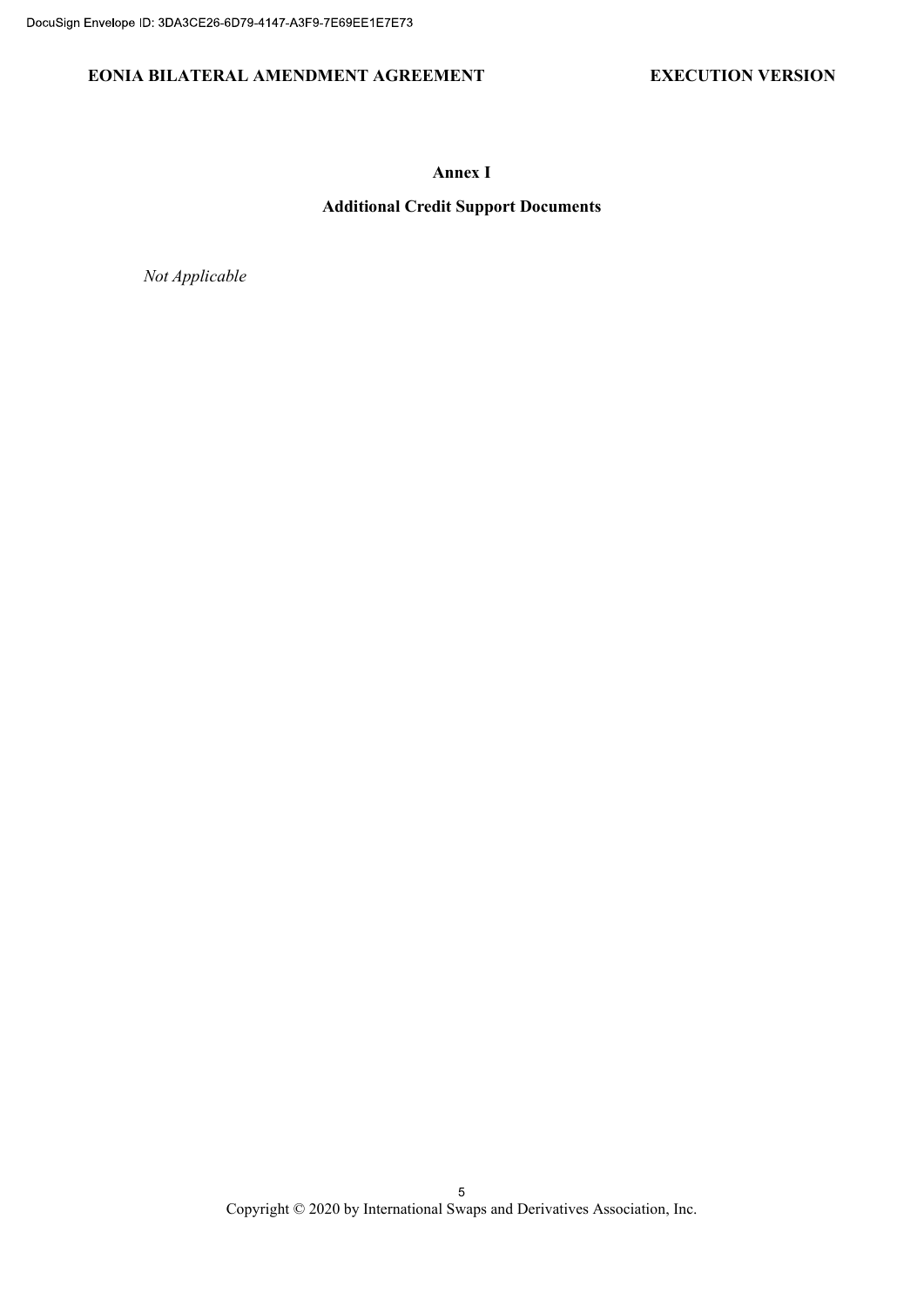## Annex I

## Additional Credit Support Documents

*Not Applicable*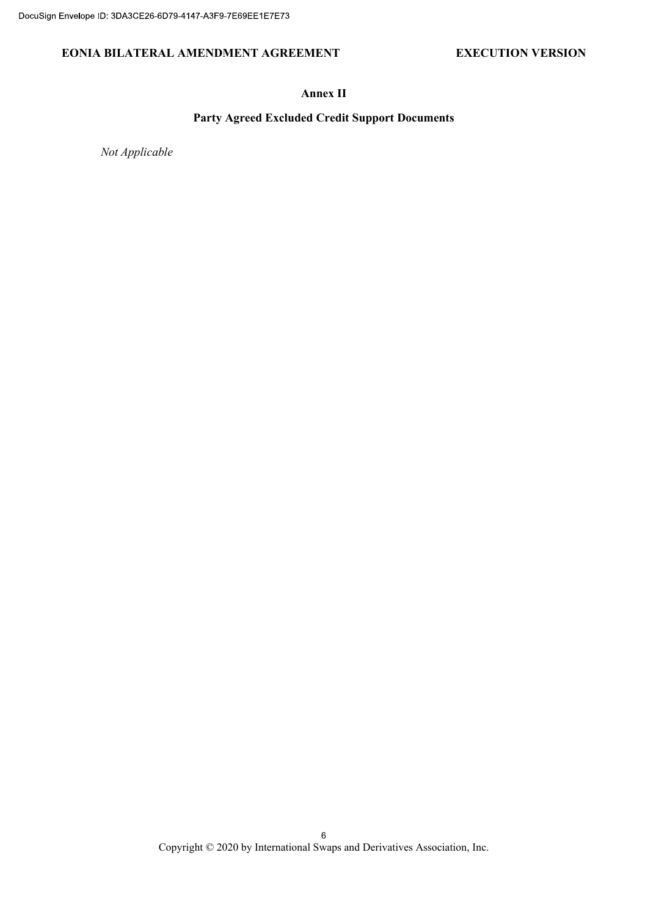## Annex II

## Party Agreed Excluded Credit Support Documents

*Not Applicable*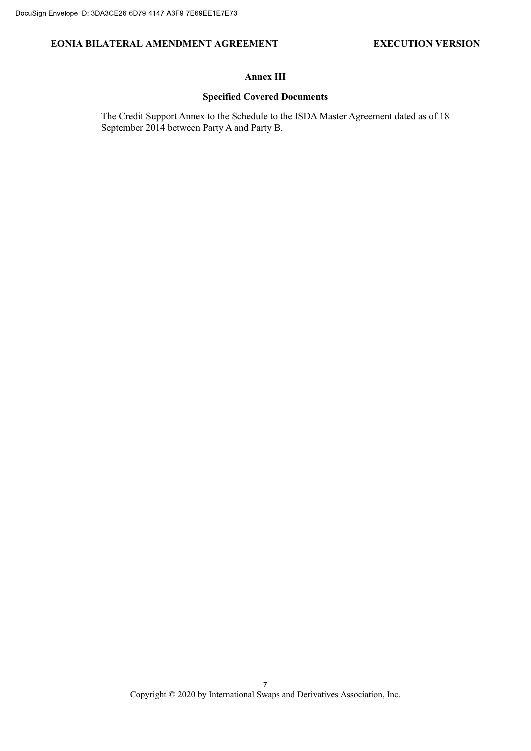## Annex III

### Specified Covered Documents

The Credit Support Annex to the Schedule to the ISDA Master Agreement dated as of 18 September 2014 between Party A and Party B.